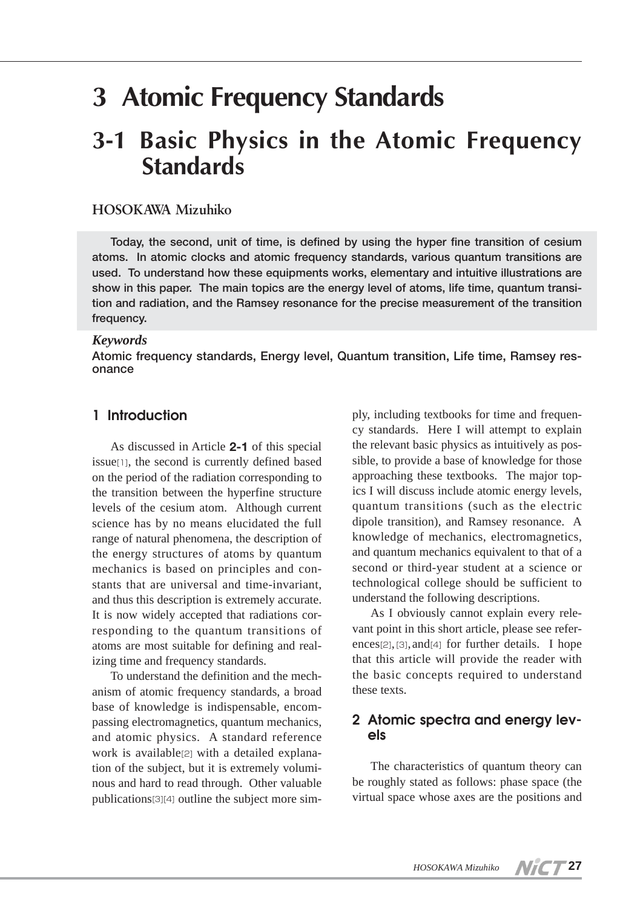# 3 Atomic Frequency Standards

# 3-1 Basic Physics in the Atomic Frequency Standards

**HOSOKAWA Mizuhiko**

**Today, the second, unit of time, is defined by using the hyper fine transition of cesium atoms. In atomic clocks and atomic frequency standards, various quantum transitions are used. To understand how these equipments works, elementary and intuitive illustrations are show in this paper. The main topics are the energy level of atoms, life time, quantum transition and radiation, and the Ramsey resonance for the precise measurement of the transition frequency.**

***Keywords***

Atomic frequency standards, Energy level, Quantum transition, Life time, Ramsey resonance

## 1 Introduction

As discussed in Article **2-1** of this special issue[1], the second is currently defined based on the period of the radiation corresponding to the transition between the hyperfine structure levels of the cesium atom. Although current science has by no means elucidated the full range of natural phenomena, the description of the energy structures of atoms by quantum mechanics is based on principles and constants that are universal and time-invariant, and thus this description is extremely accurate. It is now widely accepted that radiations corresponding to the quantum transitions of atoms are most suitable for defining and realizing time and frequency standards.

To understand the definition and the mechanism of atomic frequency standards, a broad base of knowledge is indispensable, encompassing electromagnetics, quantum mechanics, and atomic physics. A standard reference work is available[2] with a detailed explanation of the subject, but it is extremely voluminous and hard to read through. Other valuable publications[3][4] outline the subject more simply, including textbooks for time and frequency standards. Here I will attempt to explain the relevant basic physics as intuitively as possible, to provide a base of knowledge for those approaching these textbooks. The major topics I will discuss include atomic energy levels, quantum transitions (such as the electric dipole transition), and Ramsey resonance. A knowledge of mechanics, electromagnetics, and quantum mechanics equivalent to that of a second or third-year student at a science or technological college should be sufficient to understand the following descriptions.

As I obviously cannot explain every relevant point in this short article, please see references[2], [3], and[4] for further details. I hope that this article will provide the reader with the basic concepts required to understand these texts.

## 2 Atomic spectra and energy levels

The characteristics of quantum theory can be roughly stated as follows: phase space (the virtual space whose axes are the positions and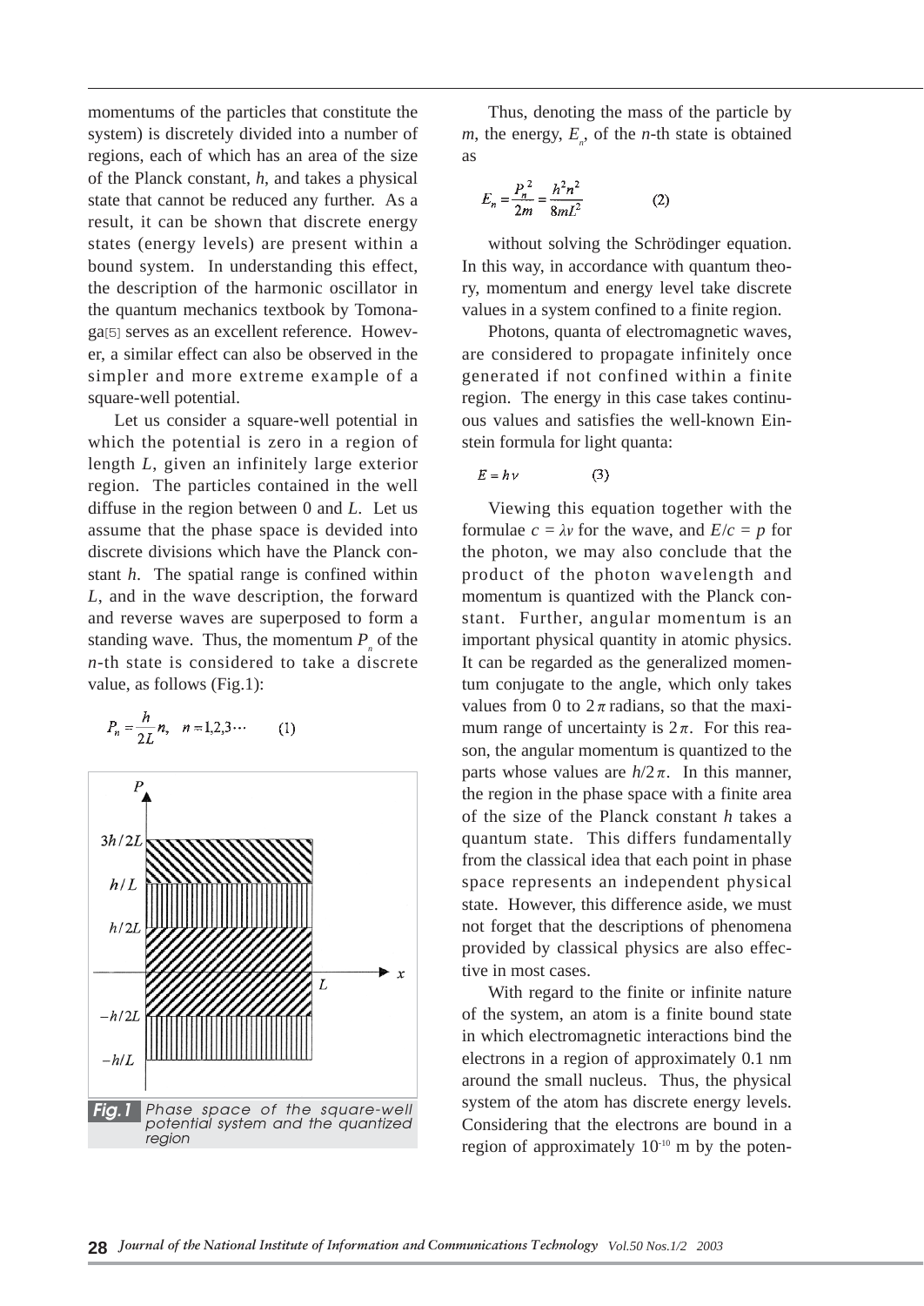momentums of the particles that constitute the system) is discretely divided into a number of regions, each of which has an area of the size of the Planck constant, *h*, and takes a physical state that cannot be reduced any further. As a result, it can be shown that discrete energy states (energy levels) are present within a bound system. In understanding this effect, the description of the harmonic oscillator in the quantum mechanics textbook by Tomonaga[5] serves as an excellent reference. However, a similar effect can also be observed in the simpler and more extreme example of a square-well potential.

Let us consider a square-well potential in which the potential is zero in a region of length *L*, given an infinitely large exterior region. The particles contained in the well diffuse in the region between 0 and *L*. Let us assume that the phase space is devided into discrete divisions which have the Planck constant *h*. The spatial range is confined within *L*, and in the wave description, the forward and reverse waves are superposed to form a standing wave. Thus, the momentum $P_n$ of the *n*-th state is considered to take a discrete value, as follows (Fig.1):

$$P_n = \frac{h}{2L}n, \quad n = 1,2,3\cdots \qquad (1)$$

**Fig.1** Phase space of the square-well potential system and the quantized region

Thus, denoting the mass of the particle by *m*, the energy, $E_n$, of the *n*-th state is obtained as

$$E_n = \frac{P_n^{\,2}}{2m} = \frac{h^2 n^2}{8mL^2} \qquad (2)$$

without solving the Schrödinger equation. In this way, in accordance with quantum theory, momentum and energy level take discrete values in a system confined to a finite region.

Photons, quanta of electromagnetic waves, are considered to propagate infinitely once generated if not confined within a finite region. The energy in this case takes continuous values and satisfies the well-known Einstein formula for light quanta:

$$E = h\nu \qquad (3)$$

Viewing this equation together with the formulae $c = \lambda\nu$ for the wave, and $E/c = p$ for the photon, we may also conclude that the product of the photon wavelength and momentum is quantized with the Planck constant. Further, angular momentum is an important physical quantity in atomic physics. It can be regarded as the generalized momentum conjugate to the angle, which only takes values from 0 to $2\pi$ radians, so that the maximum range of uncertainty is $2\pi$. For this reason, the angular momentum is quantized to the parts whose values are $h/2\pi$. In this manner, the region in the phase space with a finite area of the size of the Planck constant *h* takes a quantum state. This differs fundamentally from the classical idea that each point in phase space represents an independent physical state. However, this difference aside, we must not forget that the descriptions of phenomena provided by classical physics are also effective in most cases.

With regard to the finite or infinite nature of the system, an atom is a finite bound state in which electromagnetic interactions bind the electrons in a region of approximately 0.1 nm around the small nucleus. Thus, the physical system of the atom has discrete energy levels. Considering that the electrons are bound in a region of approximately $10^{-10}$ m by the poten-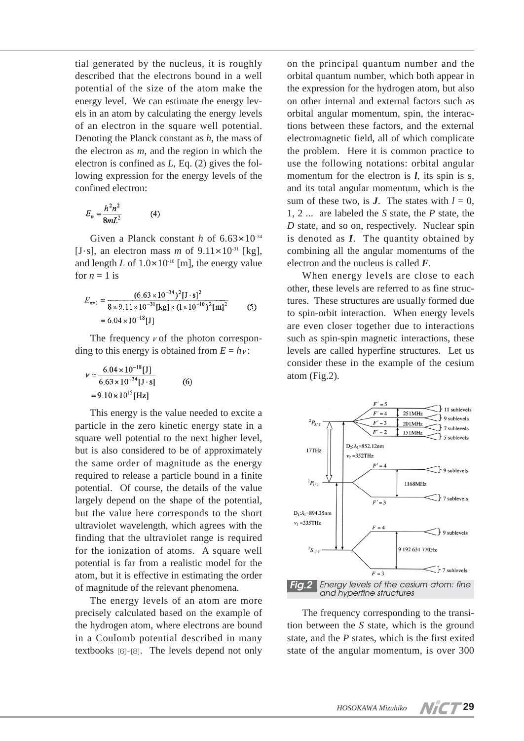tial generated by the nucleus, it is roughly described that the electrons bound in a well potential of the size of the atom make the energy level. We can estimate the energy levels in an atom by calculating the energy levels of an electron in the square well potential. Denoting the Planck constant as $h$, the mass of the electron as $m$, and the region in which the electron is confined as $L$, Eq. (2) gives the following expression for the energy levels of the confined electron:

$$E_n = \frac{h^2 n^2}{8mL^2} \qquad (4)$$

Given a Planck constant $h$ of $6.63\times10^{-34}$ [J·s], an electron mass $m$ of $9.11\times10^{-31}$ [kg], and length $L$ of $1.0\times10^{-10}$ [m], the energy value for $n = 1$ is

$$E_{n=1} = \frac{(6.63\times10^{-34})^2 [\mathrm{J\cdot s}]^2}{8\times9.11\times10^{-31}[\mathrm{kg}]\times(1\times10^{-10})^2[\mathrm{m}]^2} = 6.04\times10^{-18}[\mathrm{J}] \qquad (5)$$

The frequency $\nu$ of the photon corresponding to this energy is obtained from $E = h\nu$:

$$\nu = \frac{6.04\times10^{-18}[\mathrm{J}]}{6.63\times10^{-34}[\mathrm{J\cdot s}]} = 9.10\times10^{15}[\mathrm{Hz}] \qquad (6)$$

This energy is the value needed to excite a particle in the zero kinetic energy state in a square well potential to the next higher level, but is also considered to be of approximately the same order of magnitude as the energy required to release a particle bound in a finite potential. Of course, the details of the value largely depend on the shape of the potential, but the value here corresponds to the short ultraviolet wavelength, which agrees with the finding that the ultraviolet range is required for the ionization of atoms. A square well potential is far from a realistic model for the atom, but it is effective in estimating the order of magnitude of the relevant phenomena.

The energy levels of an atom are more precisely calculated based on the example of the hydrogen atom, where electrons are bound in a Coulomb potential described in many textbooks [6]-[8]. The levels depend not only on the principal quantum number and the orbital quantum number, which both appear in the expression for the hydrogen atom, but also on other internal and external factors such as orbital angular momentum, spin, the interactions between these factors, and the external electromagnetic field, all of which complicate the problem. Here it is common practice to use the following notations: orbital angular momentum for the electron is $\boldsymbol{l}$, its spin is s, and its total angular momentum, which is the sum of these two, is $\boldsymbol{J}$. The states with $l = 0$, 1, 2 ... are labeled the $S$ state, the $P$ state, the $D$ state, and so on, respectively. Nuclear spin is denoted as $\boldsymbol{I}$. The quantity obtained by combining all the angular momentums of the electron and the nucleus is called $\boldsymbol{F}$.

When energy levels are close to each other, these levels are referred to as fine structures. These structures are usually formed due to spin-orbit interaction. When energy levels are even closer together due to interactions such as spin-spin magnetic interactions, these levels are called hyperfine structures. Let us consider these in the example of the cesium atom (Fig.2).

**Fig.2** Energy levels of the cesium atom: fine and hyperfine structures

The frequency corresponding to the transition between the $S$ state, which is the ground state, and the $P$ states, which is the first exited state of the angular momentum, is over 300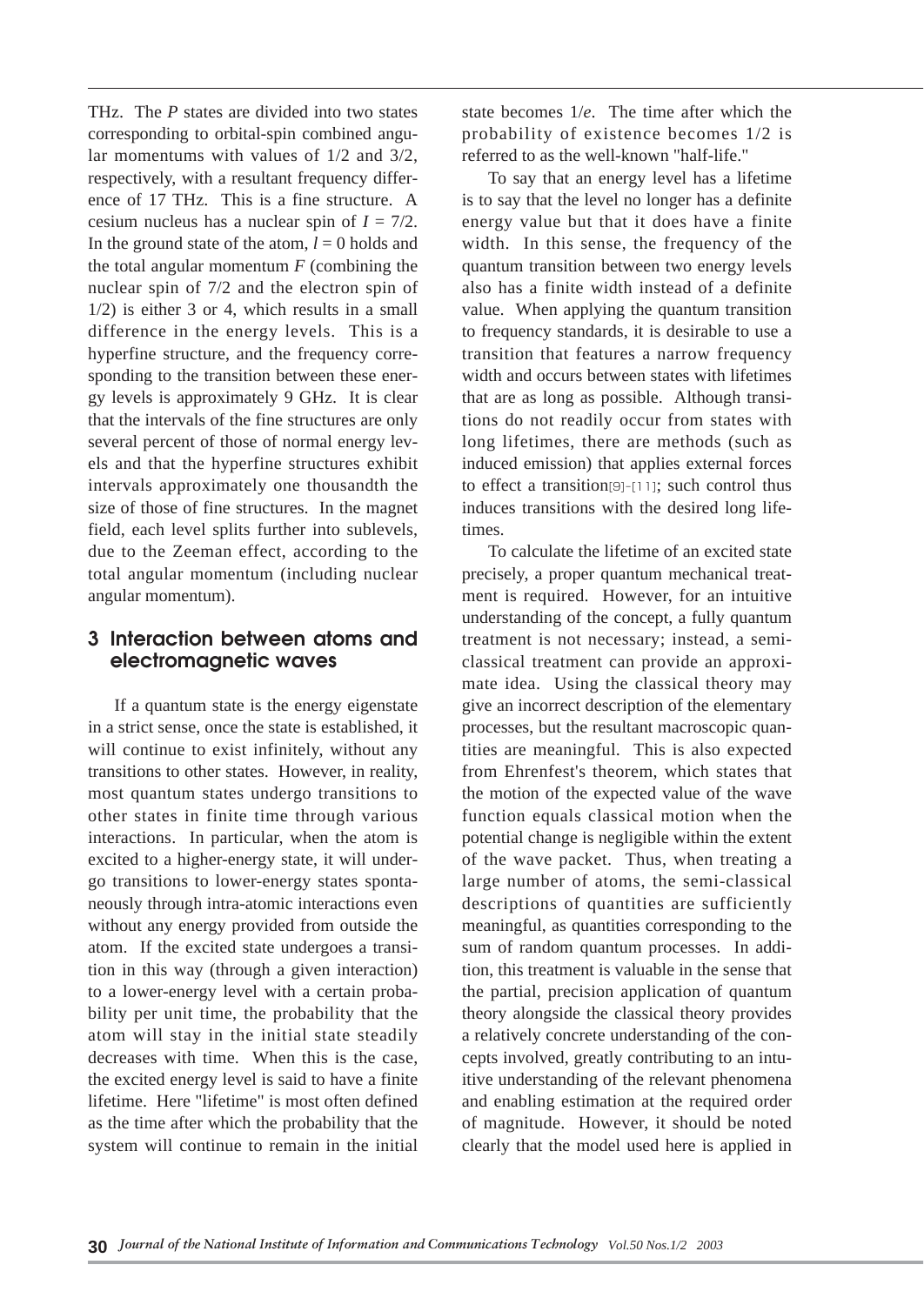THz. The $P$ states are divided into two states corresponding to orbital-spin combined angular momentums with values of 1/2 and 3/2, respectively, with a resultant frequency difference of 17 THz. This is a fine structure. A cesium nucleus has a nuclear spin of $I = 7/2$. In the ground state of the atom, $l = 0$ holds and the total angular momentum $F$ (combining the nuclear spin of 7/2 and the electron spin of 1/2) is either 3 or 4, which results in a small difference in the energy levels. This is a hyperfine structure, and the frequency corresponding to the transition between these energy levels is approximately 9 GHz. It is clear that the intervals of the fine structures are only several percent of those of normal energy levels and that the hyperfine structures exhibit intervals approximately one thousandth the size of those of fine structures. In the magnet field, each level splits further into sublevels, due to the Zeeman effect, according to the total angular momentum (including nuclear angular momentum).

## 3 Interaction between atoms and electromagnetic waves

If a quantum state is the energy eigenstate in a strict sense, once the state is established, it will continue to exist infinitely, without any transitions to other states. However, in reality, most quantum states undergo transitions to other states in finite time through various interactions. In particular, when the atom is excited to a higher-energy state, it will undergo transitions to lower-energy states spontaneously through intra-atomic interactions even without any energy provided from outside the atom. If the excited state undergoes a transition in this way (through a given interaction) to a lower-energy level with a certain probability per unit time, the probability that the atom will stay in the initial state steadily decreases with time. When this is the case, the excited energy level is said to have a finite lifetime. Here "lifetime" is most often defined as the time after which the probability that the system will continue to remain in the initial state becomes $1/e$. The time after which the probability of existence becomes 1/2 is referred to as the well-known "half-life."

To say that an energy level has a lifetime is to say that the level no longer has a definite energy value but that it does have a finite width. In this sense, the frequency of the quantum transition between two energy levels also has a finite width instead of a definite value. When applying the quantum transition to frequency standards, it is desirable to use a transition that features a narrow frequency width and occurs between states with lifetimes that are as long as possible. Although transitions do not readily occur from states with long lifetimes, there are methods (such as induced emission) that applies external forces to effect a transition[9]-[11]; such control thus induces transitions with the desired long lifetimes.

To calculate the lifetime of an excited state precisely, a proper quantum mechanical treatment is required. However, for an intuitive understanding of the concept, a fully quantum treatment is not necessary; instead, a semi-classical treatment can provide an approximate idea. Using the classical theory may give an incorrect description of the elementary processes, but the resultant macroscopic quantities are meaningful. This is also expected from Ehrenfest's theorem, which states that the motion of the expected value of the wave function equals classical motion when the potential change is negligible within the extent of the wave packet. Thus, when treating a large number of atoms, the semi-classical descriptions of quantities are sufficiently meaningful, as quantities corresponding to the sum of random quantum processes. In addition, this treatment is valuable in the sense that the partial, precision application of quantum theory alongside the classical theory provides a relatively concrete understanding of the concepts involved, greatly contributing to an intuitive understanding of the relevant phenomena and enabling estimation at the required order of magnitude. However, it should be noted clearly that the model used here is applied in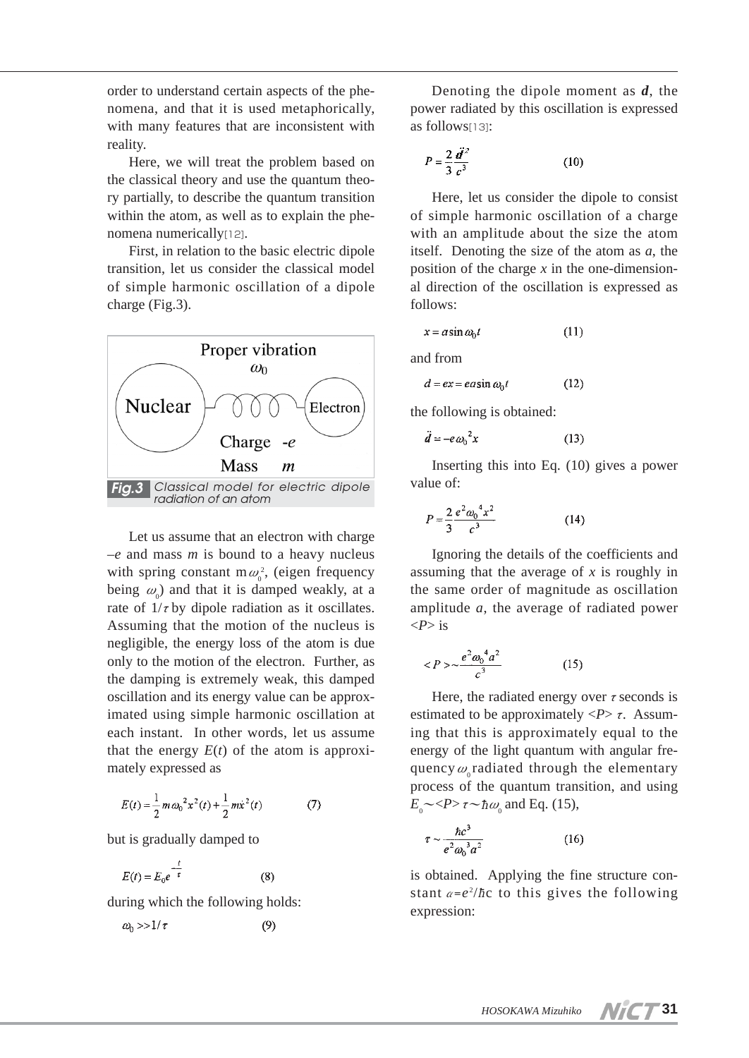order to understand certain aspects of the phenomena, and that it is used metaphorically, with many features that are inconsistent with reality.

Here, we will treat the problem based on the classical theory and use the quantum theory partially, to describe the quantum transition within the atom, as well as to explain the phenomena numerically[12].

First, in relation to the basic electric dipole transition, let us consider the classical model of simple harmonic oscillation of a dipole charge (Fig.3).

Fig.3 Classical model for electric dipole radiation of an atom

Let us assume that an electron with charge $-e$ and mass $m$ is bound to a heavy nucleus with spring constant $m\omega_0^2$, (eigen frequency being $\omega_0$) and that it is damped weakly, at a rate of $1/\tau$ by dipole radiation as it oscillates. Assuming that the motion of the nucleus is negligible, the energy loss of the atom is due only to the motion of the electron. Further, as the damping is extremely weak, this damped oscillation and its energy value can be approximated using simple harmonic oscillation at each instant. In other words, let us assume that the energy $E(t)$ of the atom is approximately expressed as

$$E(t) = \frac{1}{2} m\omega_0^2 x^2(t) + \frac{1}{2} m\dot{x}^2(t) \qquad (7)$$

but is gradually damped to

$$E(t) = E_0 e^{-\frac{t}{\tau}} \qquad (8)$$

during which the following holds:

$$\omega_0 >> 1/\tau \qquad (9)$$

Denoting the dipole moment as $\boldsymbol{d}$, the power radiated by this oscillation is expressed as follows[13]:

$$P = \frac{2}{3}\frac{\ddot{d}^2}{c^3} \qquad (10)$$

Here, let us consider the dipole to consist of simple harmonic oscillation of a charge with an amplitude about the size the atom itself. Denoting the size of the atom as $a$, the position of the charge $x$ in the one-dimensional direction of the oscillation is expressed as follows:

$$x = a\sin\omega_0 t \qquad (11)$$

and from

$$d = ex = ea\sin\omega_0 t \qquad (12)$$

the following is obtained:

$$\ddot{d} = -e\omega_0^2 x \qquad (13)$$

Inserting this into Eq. (10) gives a power value of:

$$P = \frac{2}{3}\frac{e^2\omega_0^4 x^2}{c^3} \qquad (14)$$

Ignoring the details of the coefficients and assuming that the average of $x$ is roughly in the same order of magnitude as oscillation amplitude $a$, the average of radiated power $<P>$ is

$$<P> \sim \frac{e^2\omega_0^4 a^2}{c^3} \qquad (15)$$

Here, the radiated energy over $\tau$ seconds is estimated to be approximately $<P>\tau$. Assuming that this is approximately equal to the energy of the light quantum with angular frequency $\omega_0$ radiated through the elementary process of the quantum transition, and using $E_0 \sim <P>\tau \sim \hbar\omega_0$ and Eq. (15),

$$\tau \sim \frac{\hbar c^3}{e^2\omega_0^3 a^2} \qquad (16)$$

is obtained. Applying the fine structure constant $\alpha = e^2/\hbar c$ to this gives the following expression: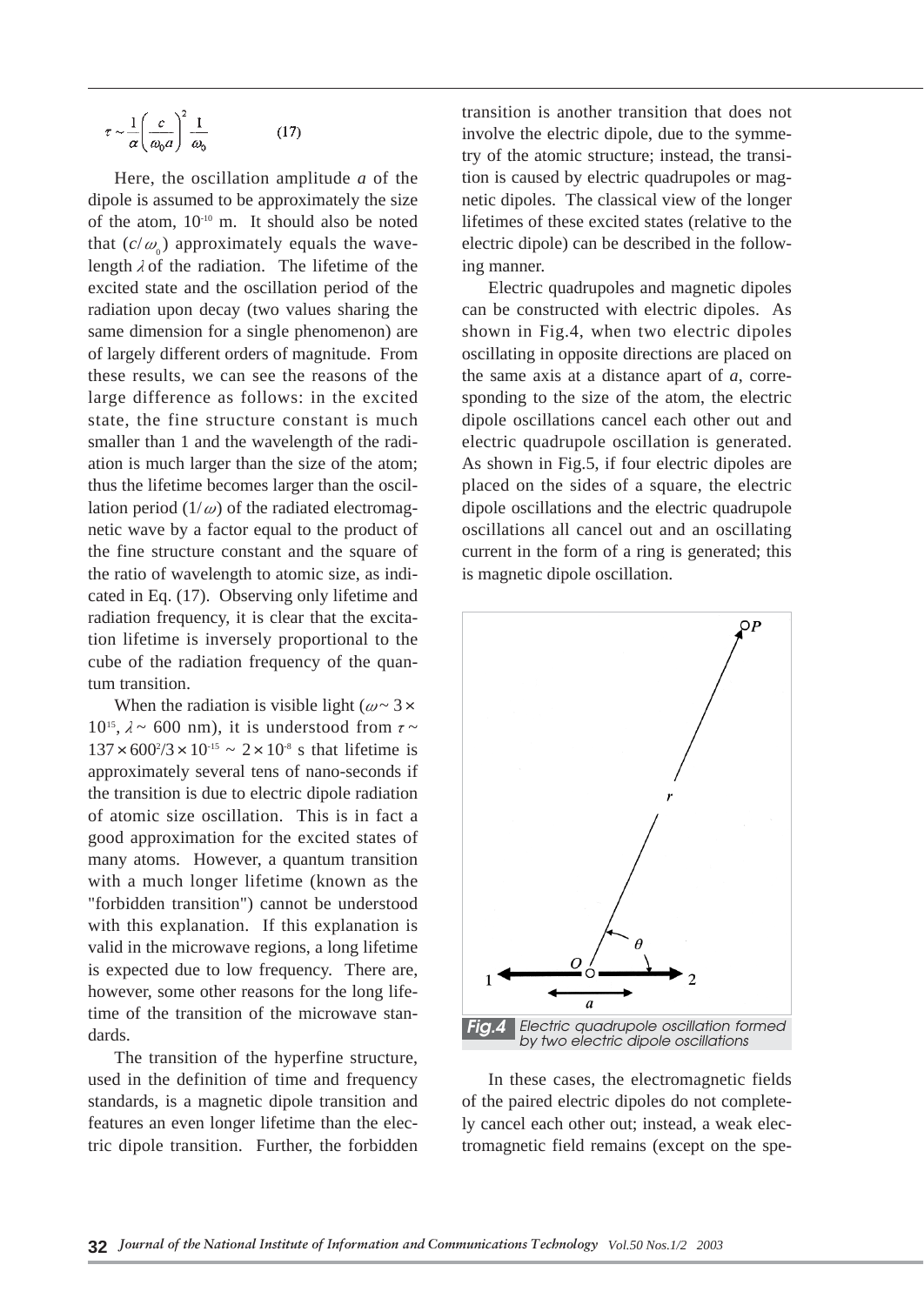$$\tau \sim \frac{1}{\alpha}\left(\frac{c}{\omega_0 a}\right)^2 \frac{1}{\omega_0} \qquad (17)$$

Here, the oscillation amplitude $a$ of the dipole is assumed to be approximately the size of the atom, $10^{-10}$ m. It should also be noted that $(c/\omega_0)$ approximately equals the wavelength $\lambda$ of the radiation. The lifetime of the excited state and the oscillation period of the radiation upon decay (two values sharing the same dimension for a single phenomenon) are of largely different orders of magnitude. From these results, we can see the reasons of the large difference as follows: in the excited state, the fine structure constant is much smaller than 1 and the wavelength of the radiation is much larger than the size of the atom; thus the lifetime becomes larger than the oscillation period $(1/\omega)$ of the radiated electromagnetic wave by a factor equal to the product of the fine structure constant and the square of the ratio of wavelength to atomic size, as indicated in Eq. (17). Observing only lifetime and radiation frequency, it is clear that the excitation lifetime is inversely proportional to the cube of the radiation frequency of the quantum transition.

When the radiation is visible light ($\omega \sim 3 \times 10^{15}$, $\lambda \sim 600$ nm), it is understood from $\tau \sim 137 \times 600^2/3 \times 10^{-15} \sim 2 \times 10^{-8}$ s that lifetime is approximately several tens of nano-seconds if the transition is due to electric dipole radiation of atomic size oscillation. This is in fact a good approximation for the excited states of many atoms. However, a quantum transition with a much longer lifetime (known as the "forbidden transition") cannot be understood with this explanation. If this explanation is valid in the microwave regions, a long lifetime is expected due to low frequency. There are, however, some other reasons for the long lifetime of the transition of the microwave standards.

The transition of the hyperfine structure, used in the definition of time and frequency standards, is a magnetic dipole transition and features an even longer lifetime than the electric dipole transition. Further, the forbidden transition is another transition that does not involve the electric dipole, due to the symmetry of the atomic structure; instead, the transition is caused by electric quadrupoles or magnetic dipoles. The classical view of the longer lifetimes of these excited states (relative to the electric dipole) can be described in the following manner.

Electric quadrupoles and magnetic dipoles can be constructed with electric dipoles. As shown in Fig.4, when two electric dipoles oscillating in opposite directions are placed on the same axis at a distance apart of $a$, corresponding to the size of the atom, the electric dipole oscillations cancel each other out and electric quadrupole oscillation is generated. As shown in Fig.5, if four electric dipoles are placed on the sides of a square, the electric dipole oscillations and the electric quadrupole oscillations all cancel out and an oscillating current in the form of a ring is generated; this is magnetic dipole oscillation.

**Fig.4** Electric quadrupole oscillation formed by two electric dipole oscillations

In these cases, the electromagnetic fields of the paired electric dipoles do not completely cancel each other out; instead, a weak electromagnetic field remains (except on the spe-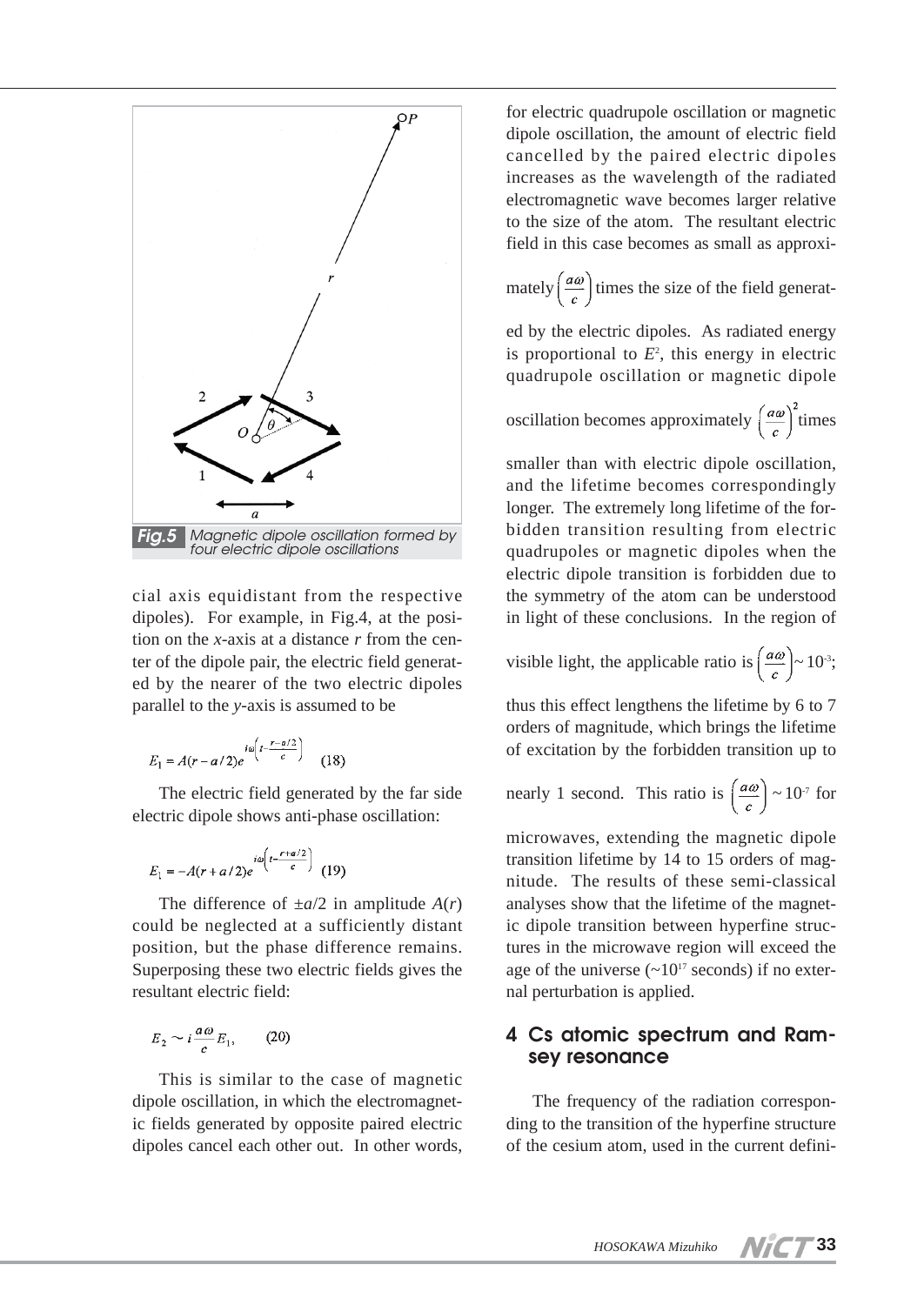Fig.5 Magnetic dipole oscillation formed by four electric dipole oscillations

cial axis equidistant from the respective dipoles). For example, in Fig.4, at the position on the *x*-axis at a distance *r* from the center of the dipole pair, the electric field generated by the nearer of the two electric dipoles parallel to the *y*-axis is assumed to be

$$E_1 = A(r - a/2)e^{i\omega\left(t - \frac{r - a/2}{c}\right)} \quad (18)$$

The electric field generated by the far side electric dipole shows anti-phase oscillation:

$$E_1 = -A(r + a/2)e^{i\omega\left(t - \frac{r + a/2}{c}\right)} \quad (19)$$

The difference of $\pm a/2$ in amplitude $A(r)$ could be neglected at a sufficiently distant position, but the phase difference remains. Superposing these two electric fields gives the resultant electric field:

$$E_2 \sim i\frac{a\omega}{c}E_1, \qquad (20)$$

This is similar to the case of magnetic dipole oscillation, in which the electromagnetic fields generated by opposite paired electric dipoles cancel each other out. In other words, for electric quadrupole oscillation or magnetic dipole oscillation, the amount of electric field cancelled by the paired electric dipoles increases as the wavelength of the radiated electromagnetic wave becomes larger relative to the size of the atom. The resultant electric field in this case becomes as small as approximately $\left(\frac{a\omega}{c}\right)$ times the size of the field generated by the electric dipoles. As radiated energy is proportional to $E^2$, this energy in electric quadrupole oscillation or magnetic dipole oscillation becomes approximately $\left(\frac{a\omega}{c}\right)^2$ times smaller than with electric dipole oscillation, and the lifetime becomes correspondingly longer. The extremely long lifetime of the forbidden transition resulting from electric quadrupoles or magnetic dipoles when the electric dipole transition is forbidden due to the symmetry of the atom can be understood in light of these conclusions. In the region of visible light, the applicable ratio is $\left(\frac{a\omega}{c}\right) \sim 10^{-3}$; thus this effect lengthens the lifetime by 6 to 7 orders of magnitude, which brings the lifetime of excitation by the forbidden transition up to nearly 1 second. This ratio is $\left(\frac{a\omega}{c}\right) \sim 10^{-7}$ for microwaves, extending the magnetic dipole transition lifetime by 14 to 15 orders of magnitude. The results of these semi-classical analyses show that the lifetime of the magnetic dipole transition between hyperfine structures in the microwave region will exceed the age of the universe ($\sim 10^{17}$ seconds) if no external perturbation is applied.

## 4 Cs atomic spectrum and Ramsey resonance

The frequency of the radiation corresponding to the transition of the hyperfine structure of the cesium atom, used in the current defini-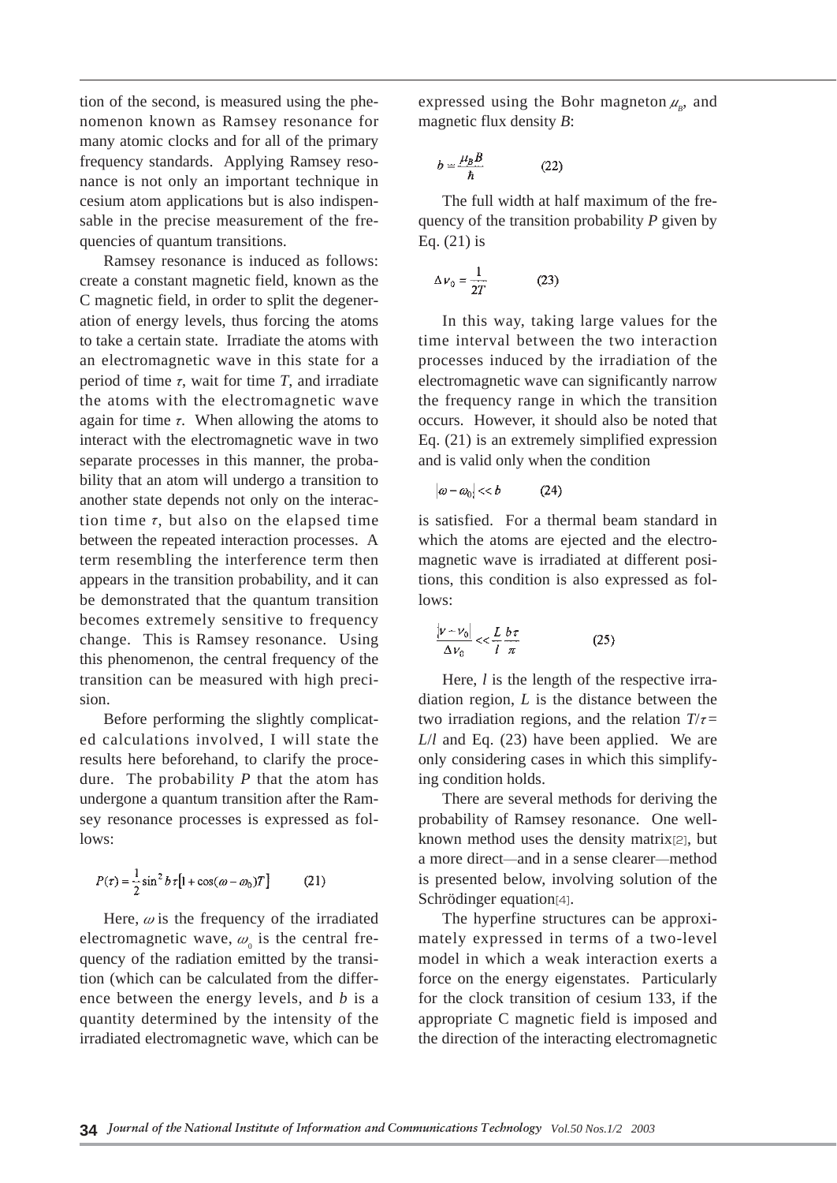tion of the second, is measured using the phenomenon known as Ramsey resonance for many atomic clocks and for all of the primary frequency standards. Applying Ramsey resonance is not only an important technique in cesium atom applications but is also indispensable in the precise measurement of the frequencies of quantum transitions.

Ramsey resonance is induced as follows: create a constant magnetic field, known as the C magnetic field, in order to split the degeneration of energy levels, thus forcing the atoms to take a certain state. Irradiate the atoms with an electromagnetic wave in this state for a period of time $\tau$, wait for time $T$, and irradiate the atoms with the electromagnetic wave again for time $\tau$. When allowing the atoms to interact with the electromagnetic wave in two separate processes in this manner, the probability that an atom will undergo a transition to another state depends not only on the interaction time $\tau$, but also on the elapsed time between the repeated interaction processes. A term resembling the interference term then appears in the transition probability, and it can be demonstrated that the quantum transition becomes extremely sensitive to frequency change. This is Ramsey resonance. Using this phenomenon, the central frequency of the transition can be measured with high precision.

Before performing the slightly complicated calculations involved, I will state the results here beforehand, to clarify the procedure. The probability $P$ that the atom has undergone a quantum transition after the Ramsey resonance processes is expressed as follows:

$$P(\tau) = \frac{1}{2}\sin^2 b\tau\left[1 + \cos(\omega - \omega_0)T\right] \qquad (21)$$

Here, $\omega$ is the frequency of the irradiated electromagnetic wave, $\omega_0$ is the central frequency of the radiation emitted by the transition (which can be calculated from the difference between the energy levels, and $b$ is a quantity determined by the intensity of the irradiated electromagnetic wave, which can be expressed using the Bohr magneton $\mu_B$, and magnetic flux density $B$:

$$b = \frac{\mu_B B}{\hbar} \qquad (22)$$

The full width at half maximum of the frequency of the transition probability $P$ given by Eq. (21) is

$$\Delta\nu_0 = \frac{1}{2T} \qquad (23)$$

In this way, taking large values for the time interval between the two interaction processes induced by the irradiation of the electromagnetic wave can significantly narrow the frequency range in which the transition occurs. However, it should also be noted that Eq. (21) is an extremely simplified expression and is valid only when the condition

$$|\omega - \omega_0| << b \qquad (24)$$

is satisfied. For a thermal beam standard in which the atoms are ejected and the electromagnetic wave is irradiated at different positions, this condition is also expressed as follows:

$$\frac{|\nu - \nu_0|}{\Delta\nu_0} << \frac{L}{l}\frac{b\tau}{\pi} \qquad (25)$$

Here, $l$ is the length of the respective irradiation region, $L$ is the distance between the two irradiation regions, and the relation $T/\tau = L/l$ and Eq. (23) have been applied. We are only considering cases in which this simplifying condition holds.

There are several methods for deriving the probability of Ramsey resonance. One well-known method uses the density matrix[2], but a more direct—and in a sense clearer—method is presented below, involving solution of the Schrödinger equation[4].

The hyperfine structures can be approximately expressed in terms of a two-level model in which a weak interaction exerts a force on the energy eigenstates. Particularly for the clock transition of cesium 133, if the appropriate C magnetic field is imposed and the direction of the interacting electromagnetic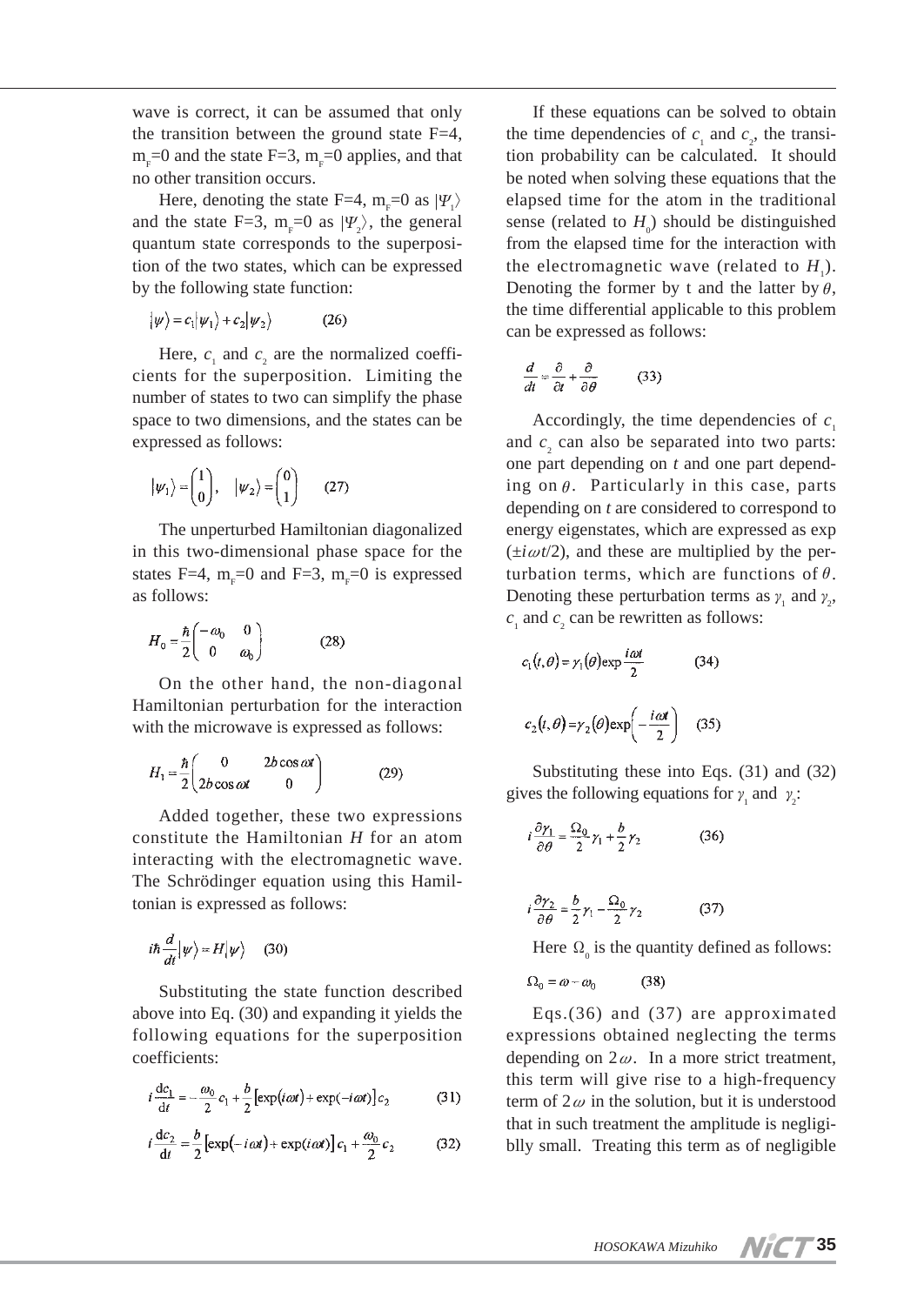wave is correct, it can be assumed that only the transition between the ground state F=4, $m_F=0$ and the state F=3, $m_F=0$ applies, and that no other transition occurs.

Here, denoting the state F=4, $m_F=0$ as $|\Psi_1\rangle$ and the state F=3, $m_F=0$ as $|\Psi_2\rangle$, the general quantum state corresponds to the superposition of the two states, which can be expressed by the following state function:

$$|\psi\rangle = c_1|\psi_1\rangle + c_2|\psi_2\rangle \qquad (26)$$

Here, $c_1$ and $c_2$ are the normalized coefficients for the superposition. Limiting the number of states to two can simplify the phase space to two dimensions, and the states can be expressed as follows:

$$|\psi_1\rangle = \begin{pmatrix} 1 \\ 0 \end{pmatrix}, \quad |\psi_2\rangle = \begin{pmatrix} 0 \\ 1 \end{pmatrix} \qquad (27)$$

The unperturbed Hamiltonian diagonalized in this two-dimensional phase space for the states F=4, $m_F=0$ and F=3, $m_F=0$ is expressed as follows:

$$H_0 = \frac{\hbar}{2}\begin{pmatrix} -\omega_0 & 0 \\ 0 & \omega_0 \end{pmatrix} \qquad (28)$$

On the other hand, the non-diagonal Hamiltonian perturbation for the interaction with the microwave is expressed as follows:

$$H_1 = \frac{\hbar}{2}\begin{pmatrix} 0 & 2b\cos\omega t \\ 2b\cos\omega t & 0 \end{pmatrix} \qquad (29)$$

Added together, these two expressions constitute the Hamiltonian $H$ for an atom interacting with the electromagnetic wave. The Schrödinger equation using this Hamiltonian is expressed as follows:

$$i\hbar\frac{d}{dt}|\psi\rangle = H|\psi\rangle \qquad (30)$$

Substituting the state function described above into Eq. (30) and expanding it yields the following equations for the superposition coefficients:

$$i\frac{dc_1}{dt} = -\frac{\omega_0}{2}c_1 + \frac{b}{2}\left[\exp(i\omega t) + \exp(-i\omega t)\right]c_2 \qquad (31)$$

$$i\frac{dc_2}{dt} = \frac{b}{2}\left[\exp(-i\omega t) + \exp(i\omega t)\right]c_1 + \frac{\omega_0}{2}c_2 \qquad (32)$$

If these equations can be solved to obtain the time dependencies of $c_1$ and $c_2$, the transition probability can be calculated. It should be noted when solving these equations that the elapsed time for the atom in the traditional sense (related to $H_0$) should be distinguished from the elapsed time for the interaction with the electromagnetic wave (related to $H_1$). Denoting the former by t and the latter by $\theta$, the time differential applicable to this problem can be expressed as follows:

$$\frac{d}{dt} = \frac{\partial}{\partial t} + \frac{\partial}{\partial \theta} \qquad (33)$$

Accordingly, the time dependencies of $c_1$ and $c_2$ can also be separated into two parts: one part depending on $t$ and one part depending on $\theta$. Particularly in this case, parts depending on $t$ are considered to correspond to energy eigenstates, which are expressed as exp ($\pm i\omega t/2$), and these are multiplied by the perturbation terms, which are functions of $\theta$. Denoting these perturbation terms as $\gamma_1$ and $\gamma_2$, $c_1$ and $c_2$ can be rewritten as follows:

$$c_1(t,\theta) = \gamma_1(\theta)\exp\frac{i\omega t}{2} \qquad (34)$$

$$c_2(t,\theta) = \gamma_2(\theta)\exp\left(-\frac{i\omega t}{2}\right) \qquad (35)$$

Substituting these into Eqs. (31) and (32) gives the following equations for $\gamma_1$ and $\gamma_2$:

$$i\frac{\partial\gamma_1}{\partial\theta} = \frac{\Omega_0}{2}\gamma_1 + \frac{b}{2}\gamma_2 \qquad (36)$$

$$i\frac{\partial\gamma_2}{\partial\theta} = \frac{b}{2}\gamma_1 - \frac{\Omega_0}{2}\gamma_2 \qquad (37)$$

Here $\Omega_0$ is the quantity defined as follows:

$$\Omega_0 = \omega - \omega_0 \qquad (38)$$

Eqs.(36) and (37) are approximated expressions obtained neglecting the terms depending on $2\omega$. In a more strict treatment, this term will give rise to a high-frequency term of $2\omega$ in the solution, but it is understood that in such treatment the amplitude is negligiblly small. Treating this term as of negligible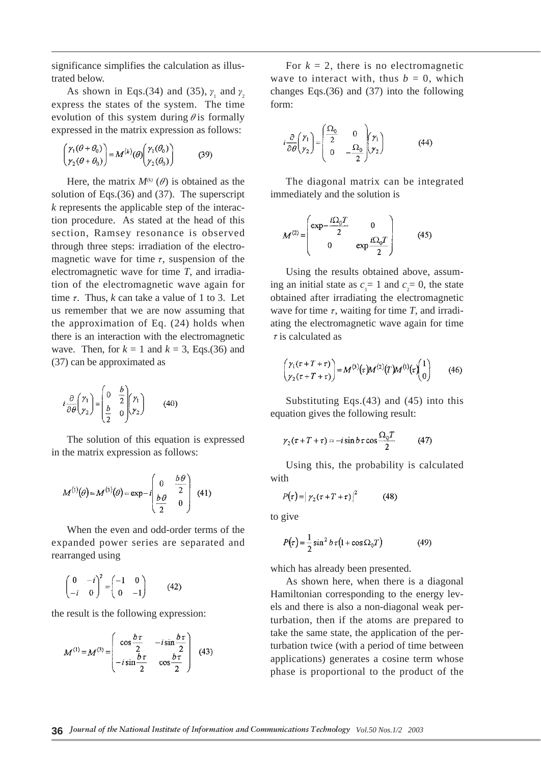significance simplifies the calculation as illustrated below.

As shown in Eqs.(34) and (35), $\gamma_1$ and $\gamma_2$ express the states of the system. The time evolution of this system during $\theta$ is formally expressed in the matrix expression as follows:

$$\begin{pmatrix} \gamma_1(\theta+\theta_0) \\ \gamma_2(\theta+\theta_0) \end{pmatrix} = M^{(k)}(\theta) \begin{pmatrix} \gamma_1(\theta_0) \\ \gamma_2(\theta_0) \end{pmatrix} \qquad (39)$$

Here, the matrix $M^{(k)}(\theta)$ is obtained as the solution of Eqs.(36) and (37). The superscript $k$ represents the applicable step of the interaction procedure. As stated at the head of this section, Ramsey resonance is observed through three steps: irradiation of the electromagnetic wave for time $\tau$, suspension of the electromagnetic wave for time $T$, and irradiation of the electromagnetic wave again for time $\tau$. Thus, $k$ can take a value of 1 to 3. Let us remember that we are now assuming that the approximation of Eq. (24) holds when there is an interaction with the electromagnetic wave. Then, for $k = 1$ and $k = 3$, Eqs.(36) and (37) can be approximated as

$$i\frac{\partial}{\partial\theta}\begin{pmatrix} \gamma_1 \\ \gamma_2 \end{pmatrix} = \begin{pmatrix} 0 & \frac{b}{2} \\ \frac{b}{2} & 0 \end{pmatrix} \begin{pmatrix} \gamma_1 \\ \gamma_2 \end{pmatrix} \qquad (40)$$

The solution of this equation is expressed in the matrix expression as follows:

$$M^{(1)}(\theta) = M^{(3)}(\theta) = \exp - i\begin{pmatrix} 0 & \frac{b\theta}{2} \\ \frac{b\theta}{2} & 0 \end{pmatrix} \quad (41)$$

When the even and odd-order terms of the expanded power series are separated and rearranged using

$$\begin{pmatrix} 0 & -i \\ -i & 0 \end{pmatrix}^2 = \begin{pmatrix} -1 & 0 \\ 0 & -1 \end{pmatrix} \qquad (42)$$

the result is the following expression:

$$M^{(1)} = M^{(3)} = \begin{pmatrix} \cos\frac{b\tau}{2} & -i\sin\frac{b\tau}{2} \\ -i\sin\frac{b\tau}{2} & \cos\frac{b\tau}{2} \end{pmatrix} \quad (43)$$

For $k = 2$, there is no electromagnetic wave to interact with, thus $b = 0$, which changes Eqs.(36) and (37) into the following form:

$$i\frac{\partial}{\partial\theta}\begin{pmatrix} \gamma_1 \\ \gamma_2 \end{pmatrix} = \begin{pmatrix} \frac{\Omega_0}{2} & 0 \\ 0 & -\frac{\Omega_0}{2} \end{pmatrix} \begin{pmatrix} \gamma_1 \\ \gamma_2 \end{pmatrix} \qquad (44)$$

The diagonal matrix can be integrated immediately and the solution is

$$M^{(2)} = \begin{pmatrix} \exp-\frac{i\Omega_0 T}{2} & 0 \\ 0 & \exp\frac{i\Omega_0 T}{2} \end{pmatrix} \qquad (45)$$

Using the results obtained above, assuming an initial state as $c_1 = 1$ and $c_2 = 0$, the state obtained after irradiating the electromagnetic wave for time $\tau$, waiting for time $T$, and irradiating the electromagnetic wave again for time $\tau$ is calculated as

$$\begin{pmatrix} \gamma_1(\tau+T+\tau) \\ \gamma_2(\tau+T+\tau) \end{pmatrix} = M^{(3)}(\tau) M^{(2)}(T) M^{(1)}(\tau) \begin{pmatrix} 1 \\ 0 \end{pmatrix} \qquad (46)$$

Substituting Eqs.(43) and (45) into this equation gives the following result:

$$\gamma_2(\tau+T+\tau) = -i\sin b\tau \cos\frac{\Omega_0 T}{2} \qquad (47)$$

Using this, the probability is calculated with

$$P(\tau) = \left| \gamma_2(\tau+T+\tau) \right|^2 \qquad (48)$$

to give

$$P(\tau) = \frac{1}{2}\sin^2 b\tau \left(1 + \cos\Omega_0 T\right) \qquad (49)$$

which has already been presented.

As shown here, when there is a diagonal Hamiltonian corresponding to the energy levels and there is also a non-diagonal weak perturbation, then if the atoms are prepared to take the same state, the application of the perturbation twice (with a period of time between applications) generates a cosine term whose phase is proportional to the product of the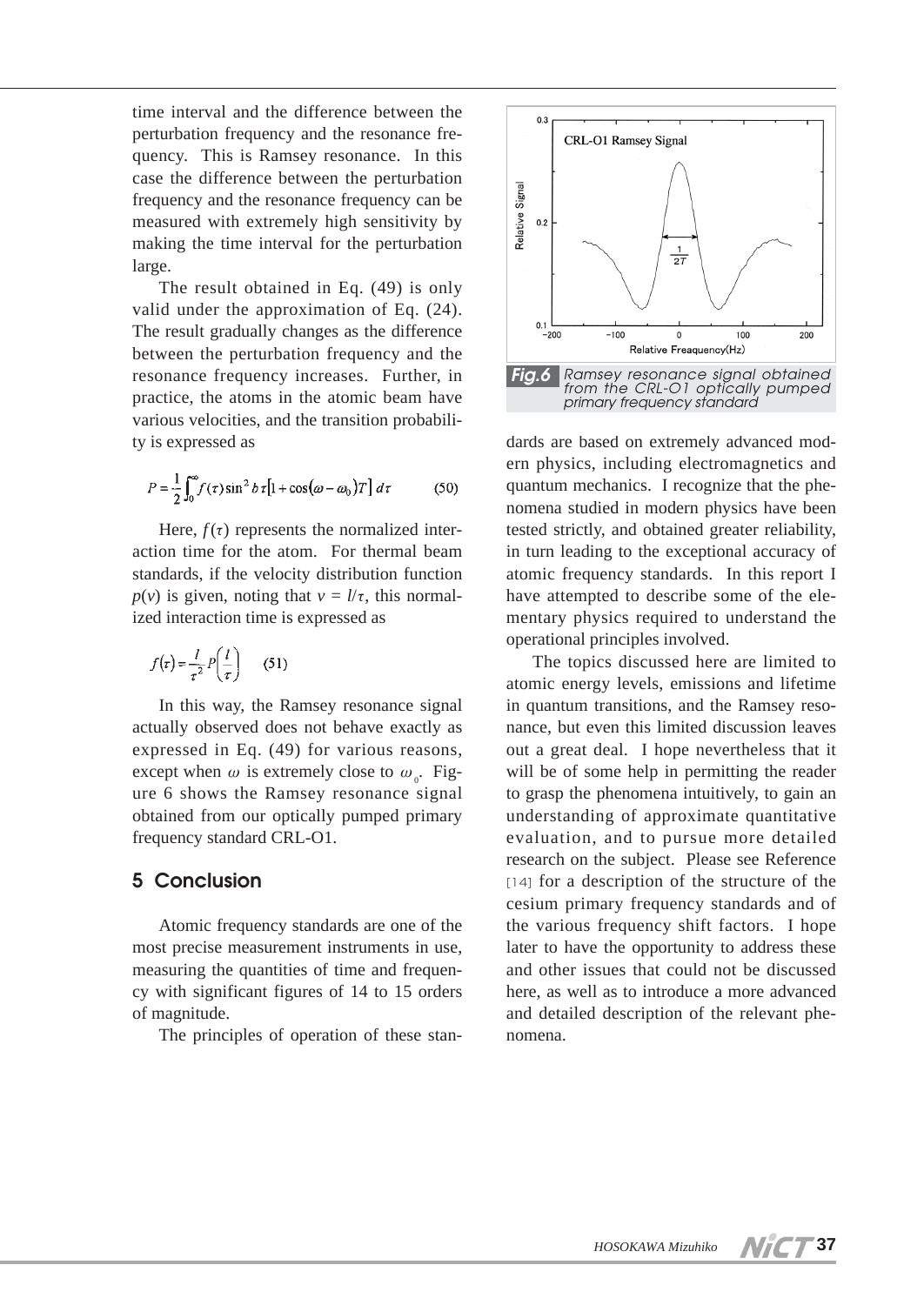time interval and the difference between the perturbation frequency and the resonance frequency. This is Ramsey resonance. In this case the difference between the perturbation frequency and the resonance frequency can be measured with extremely high sensitivity by making the time interval for the perturbation large.

The result obtained in Eq. (49) is only valid under the approximation of Eq. (24). The result gradually changes as the difference between the perturbation frequency and the resonance frequency increases. Further, in practice, the atoms in the atomic beam have various velocities, and the transition probability is expressed as

$$P = \frac{1}{2}\int_0^{\infty} f(\tau)\sin^2 b\tau\left[1+\cos(\omega-\omega_0)T\right]d\tau \qquad (50)$$

Here, $f(\tau)$ represents the normalized interaction time for the atom. For thermal beam standards, if the velocity distribution function $p(v)$ is given, noting that $v = l/\tau$, this normalized interaction time is expressed as

$$f(\tau) = \frac{l}{\tau^2}P\left(\frac{l}{\tau}\right) \qquad (51)$$

In this way, the Ramsey resonance signal actually observed does not behave exactly as expressed in Eq. (49) for various reasons, except when $\omega$ is extremely close to $\omega_0$. Figure 6 shows the Ramsey resonance signal obtained from our optically pumped primary frequency standard CRL-O1.

Fig.6 Ramsey resonance signal obtained from the CRL-O1 optically pumped primary frequency standard

## 5 Conclusion

Atomic frequency standards are one of the most precise measurement instruments in use, measuring the quantities of time and frequency with significant figures of 14 to 15 orders of magnitude.

The principles of operation of these standards are based on extremely advanced modern physics, including electromagnetics and quantum mechanics. I recognize that the phenomena studied in modern physics have been tested strictly, and obtained greater reliability, in turn leading to the exceptional accuracy of atomic frequency standards. In this report I have attempted to describe some of the elementary physics required to understand the operational principles involved.

The topics discussed here are limited to atomic energy levels, emissions and lifetime in quantum transitions, and the Ramsey resonance, but even this limited discussion leaves out a great deal. I hope nevertheless that it will be of some help in permitting the reader to grasp the phenomena intuitively, to gain an understanding of approximate quantitative evaluation, and to pursue more detailed research on the subject. Please see Reference [14] for a description of the structure of the cesium primary frequency standards and of the various frequency shift factors. I hope later to have the opportunity to address these and other issues that could not be discussed here, as well as to introduce a more advanced and detailed description of the relevant phenomena.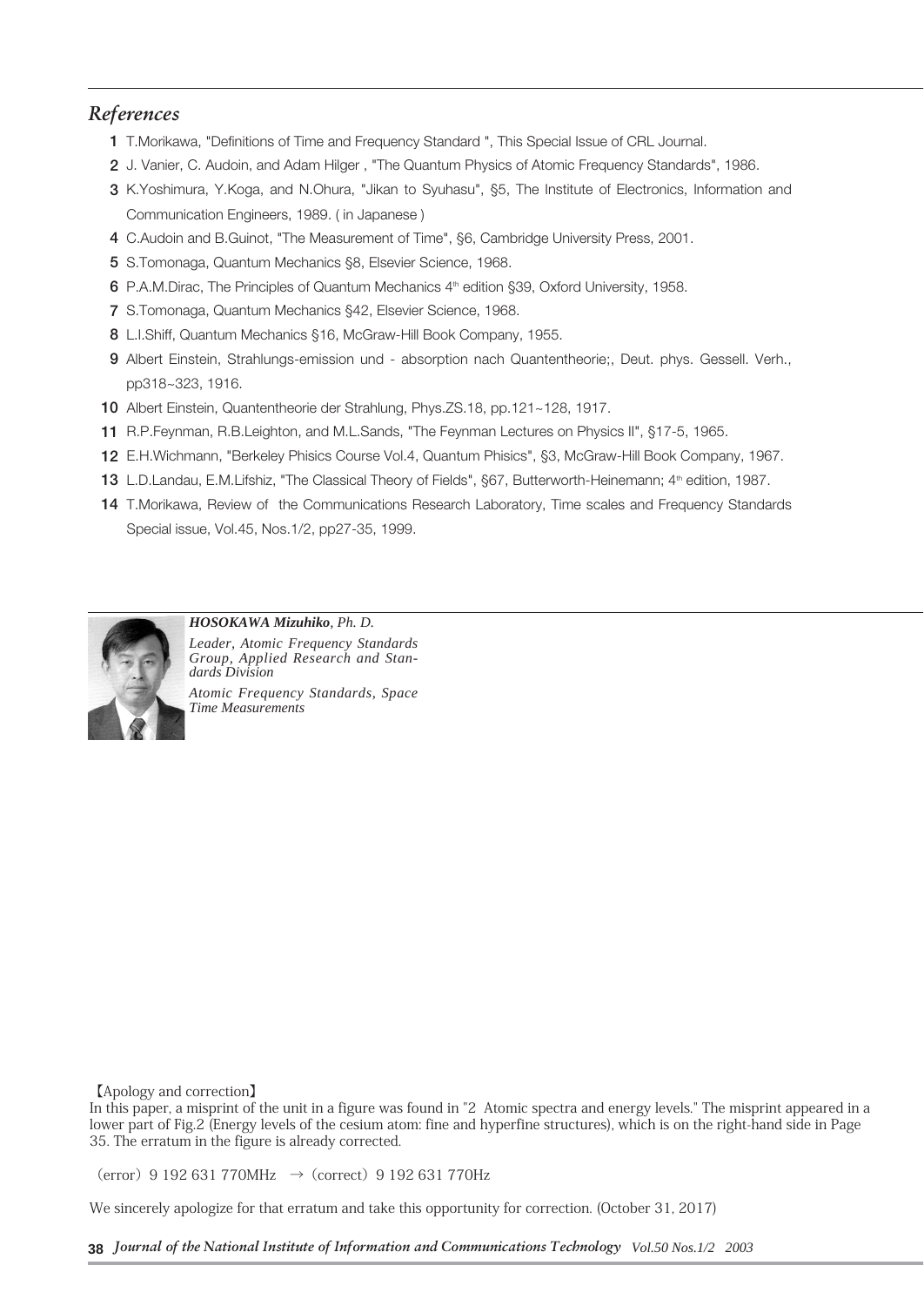## References

1. T.Morikawa, "Definitions of Time and Frequency Standard ", This Special Issue of CRL Journal.
2. J. Vanier, C. Audoin, and Adam Hilger , "The Quantum Physics of Atomic Frequency Standards", 1986.
3. K.Yoshimura, Y.Koga, and N.Ohura, "Jikan to Syuhasu", §5, The Institute of Electronics, Information and Communication Engineers, 1989. ( in Japanese )
4. C.Audoin and B.Guinot, "The Measurement of Time", §6, Cambridge University Press, 2001.
5. S.Tomonaga, Quantum Mechanics §8, Elsevier Science, 1968.
6. P.A.M.Dirac, The Principles of Quantum Mechanics 4th edition §39, Oxford University, 1958.
7. S.Tomonaga, Quantum Mechanics §42, Elsevier Science, 1968.
8. L.I.Shiff, Quantum Mechanics §16, McGraw-Hill Book Company, 1955.
9. Albert Einstein, Strahlungs-emission und - absorption nach Quantentheorie;, Deut. phys. Gessell. Verh., pp318~323, 1916.
10. Albert Einstein, Quantentheorie der Strahlung, Phys.ZS.18, pp.121~128, 1917.
11. R.P.Feynman, R.B.Leighton, and M.L.Sands, "The Feynman Lectures on Physics II", §17-5, 1965.
12. E.H.Wichmann, "Berkeley Phisics Course Vol.4, Quantum Phisics", §3, McGraw-Hill Book Company, 1967.
13. L.D.Landau, E.M.Lifshiz, "The Classical Theory of Fields", §67, Butterworth-Heinemann; 4th edition, 1987.
14. T.Morikawa, Review of the Communications Research Laboratory, Time scales and Frequency Standards Special issue, Vol.45, Nos.1/2, pp27-35, 1999.

***HOSOKAWA Mizuhiko**, Ph. D.*

*Leader, Atomic Frequency Standards Group, Applied Research and Standards Division*

*Atomic Frequency Standards, Space Time Measurements*

【Apology and correction】

In this paper, a misprint of the unit in a figure was found in "2 Atomic spectra and energy levels." The misprint appeared in a lower part of Fig.2 (Energy levels of the cesium atom: fine and hyperfine structures), which is on the right-hand side in Page 35. The erratum in the figure is already corrected.

(error) 9 192 631 770MHz → (correct) 9 192 631 770Hz

We sincerely apologize for that erratum and take this opportunity for correction. (October 31, 2017)